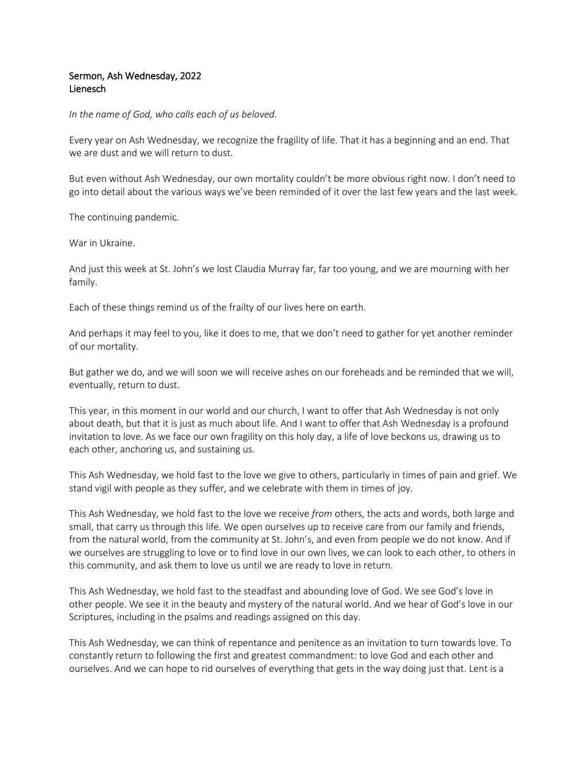**Sermon, Ash Wednesday, 2022**
**Lienesch**

*In the name of God, who calls each of us beloved.*

Every year on Ash Wednesday, we recognize the fragility of life. That it has a beginning and an end. That we are dust and we will return to dust.

But even without Ash Wednesday, our own mortality couldn't be more obvious right now. I don't need to go into detail about the various ways we've been reminded of it over the last few years and the last week.

The continuing pandemic.

War in Ukraine.

And just this week at St. John's we lost Claudia Murray far, far too young, and we are mourning with her family.

Each of these things remind us of the frailty of our lives here on earth.

And perhaps it may feel to you, like it does to me, that we don't need to gather for yet another reminder of our mortality.

But gather we do, and we will soon we will receive ashes on our foreheads and be reminded that we will, eventually, return to dust.

This year, in this moment in our world and our church, I want to offer that Ash Wednesday is not only about death, but that it is just as much about life. And I want to offer that Ash Wednesday is a profound invitation to love. As we face our own fragility on this holy day, a life of love beckons us, drawing us to each other, anchoring us, and sustaining us.

This Ash Wednesday, we hold fast to the love we give to others, particularly in times of pain and grief. We stand vigil with people as they suffer, and we celebrate with them in times of joy.

This Ash Wednesday, we hold fast to the love we receive *from* others, the acts and words, both large and small, that carry us through this life. We open ourselves up to receive care from our family and friends, from the natural world, from the community at St. John's, and even from people we do not know. And if we ourselves are struggling to love or to find love in our own lives, we can look to each other, to others in this community, and ask them to love us until we are ready to love in return.

This Ash Wednesday, we hold fast to the steadfast and abounding love of God. We see God's love in other people. We see it in the beauty and mystery of the natural world. And we hear of God's love in our Scriptures, including in the psalms and readings assigned on this day.

This Ash Wednesday, we can think of repentance and penitence as an invitation to turn towards love. To constantly return to following the first and greatest commandment: to love God and each other and ourselves. And we can hope to rid ourselves of everything that gets in the way doing just that. Lent is a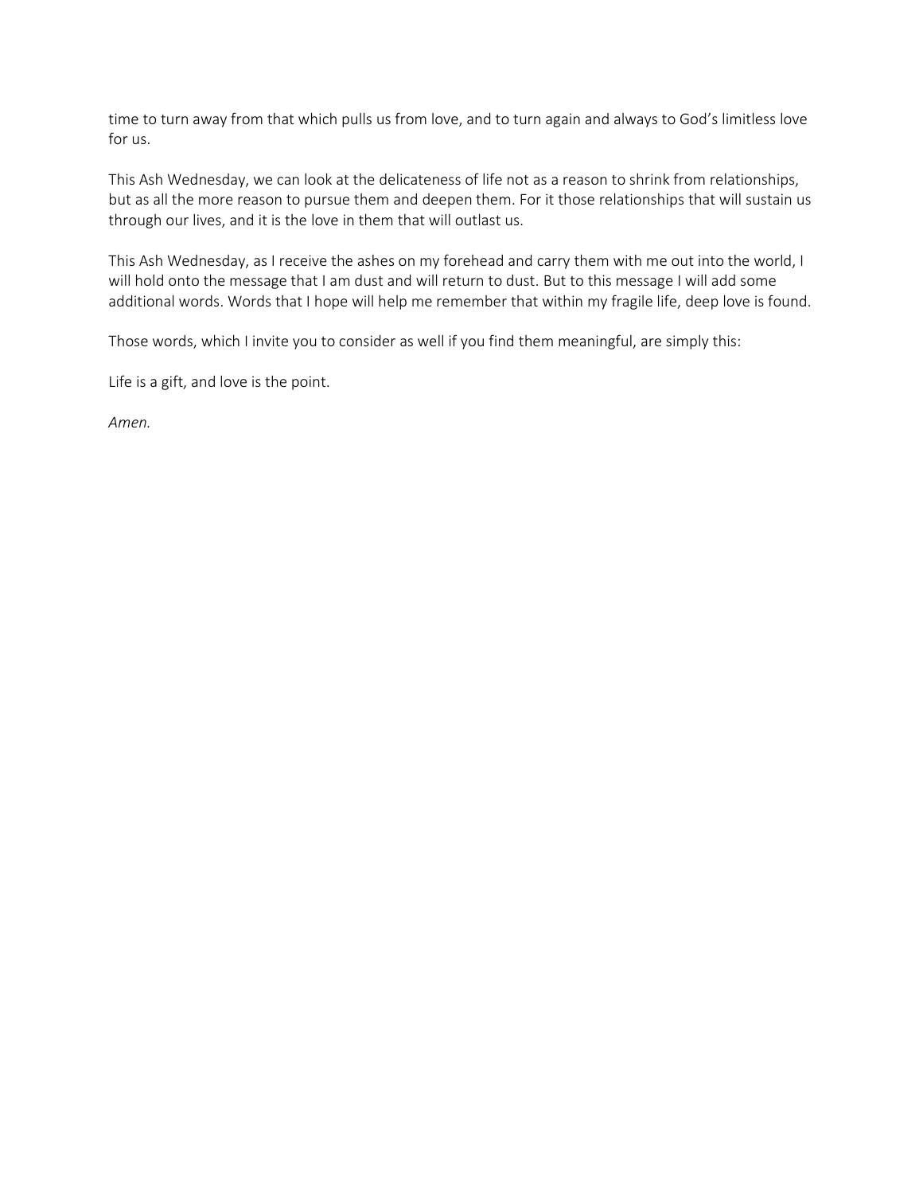time to turn away from that which pulls us from love, and to turn again and always to God's limitless love for us.

This Ash Wednesday, we can look at the delicateness of life not as a reason to shrink from relationships, but as all the more reason to pursue them and deepen them. For it those relationships that will sustain us through our lives, and it is the love in them that will outlast us.

This Ash Wednesday, as I receive the ashes on my forehead and carry them with me out into the world, I will hold onto the message that I am dust and will return to dust. But to this message I will add some additional words. Words that I hope will help me remember that within my fragile life, deep love is found.

Those words, which I invite you to consider as well if you find them meaningful, are simply this:

Life is a gift, and love is the point.

*Amen.*